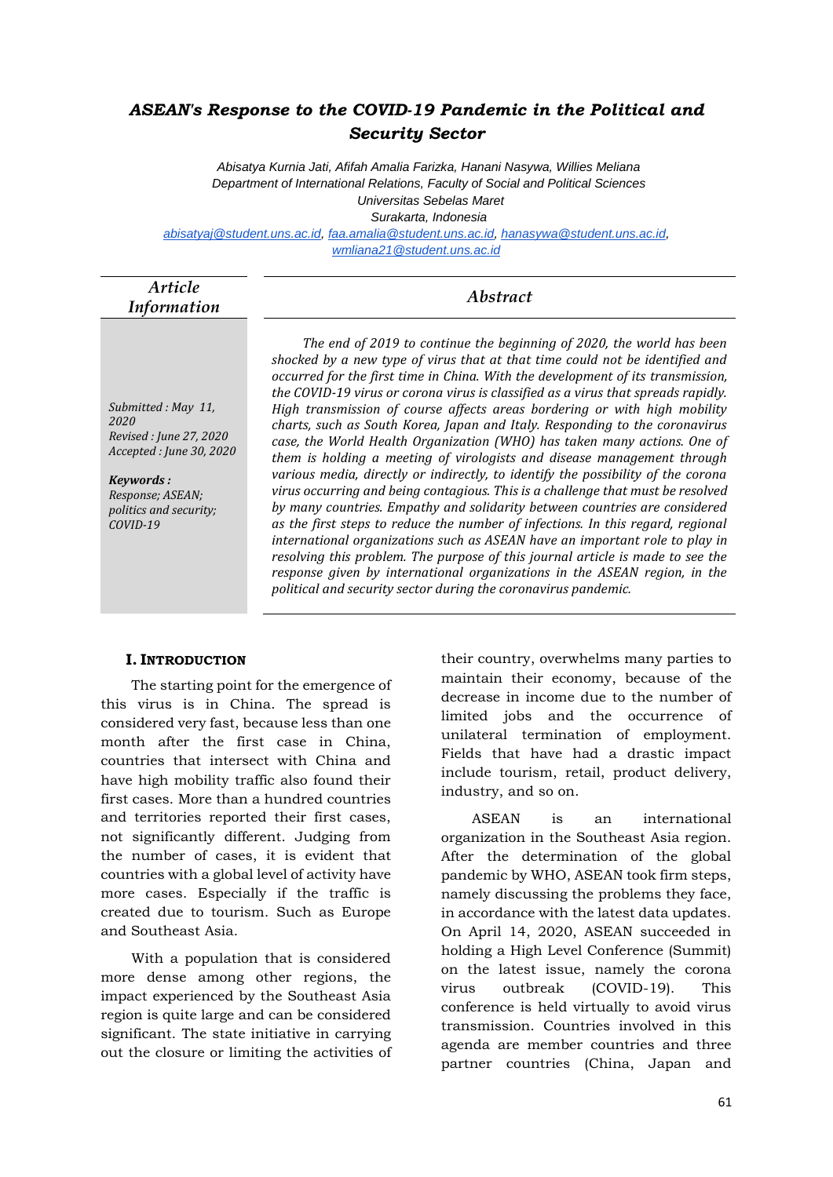# *ASEAN's Response to the COVID-19 Pandemic in the Political and Security Sector*

*Abisatya Kurnia Jati, Afifah Amalia Farizka, Hanani Nasywa, Willies Meliana*
*Department of International Relations, Faculty of Social and Political Sciences*
*Universitas Sebelas Maret*
*Surakarta, Indonesia*
*abisatyaj@student.uns.ac.id, faa.amalia@student.uns.ac.id, hanasywa@student.uns.ac.id, wmliana21@student.uns.ac.id*

## *Article Information*

*Submitted : May 11, 2020*
*Revised : June 27, 2020*
*Accepted : June 30, 2020*

***Keywords :***
*Response; ASEAN; politics and security; COVID-19*

## *Abstract*

*The end of 2019 to continue the beginning of 2020, the world has been shocked by a new type of virus that at that time could not be identified and occurred for the first time in China. With the development of its transmission, the COVID-19 virus or corona virus is classified as a virus that spreads rapidly. High transmission of course affects areas bordering or with high mobility charts, such as South Korea, Japan and Italy. Responding to the coronavirus case, the World Health Organization (WHO) has taken many actions. One of them is holding a meeting of virologists and disease management through various media, directly or indirectly, to identify the possibility of the corona virus occurring and being contagious. This is a challenge that must be resolved by many countries. Empathy and solidarity between countries are considered as the first steps to reduce the number of infections. In this regard, regional international organizations such as ASEAN have an important role to play in resolving this problem. The purpose of this journal article is made to see the response given by international organizations in the ASEAN region, in the political and security sector during the coronavirus pandemic.*

## I. INTRODUCTION

The starting point for the emergence of this virus is in China. The spread is considered very fast, because less than one month after the first case in China, countries that intersect with China and have high mobility traffic also found their first cases. More than a hundred countries and territories reported their first cases, not significantly different. Judging from the number of cases, it is evident that countries with a global level of activity have more cases. Especially if the traffic is created due to tourism. Such as Europe and Southeast Asia.

With a population that is considered more dense among other regions, the impact experienced by the Southeast Asia region is quite large and can be considered significant. The state initiative in carrying out the closure or limiting the activities of their country, overwhelms many parties to maintain their economy, because of the decrease in income due to the number of limited jobs and the occurrence of unilateral termination of employment. Fields that have had a drastic impact include tourism, retail, product delivery, industry, and so on.

ASEAN is an international organization in the Southeast Asia region. After the determination of the global pandemic by WHO, ASEAN took firm steps, namely discussing the problems they face, in accordance with the latest data updates. On April 14, 2020, ASEAN succeeded in holding a High Level Conference (Summit) on the latest issue, namely the corona virus outbreak (COVID-19). This conference is held virtually to avoid virus transmission. Countries involved in this agenda are member countries and three partner countries (China, Japan and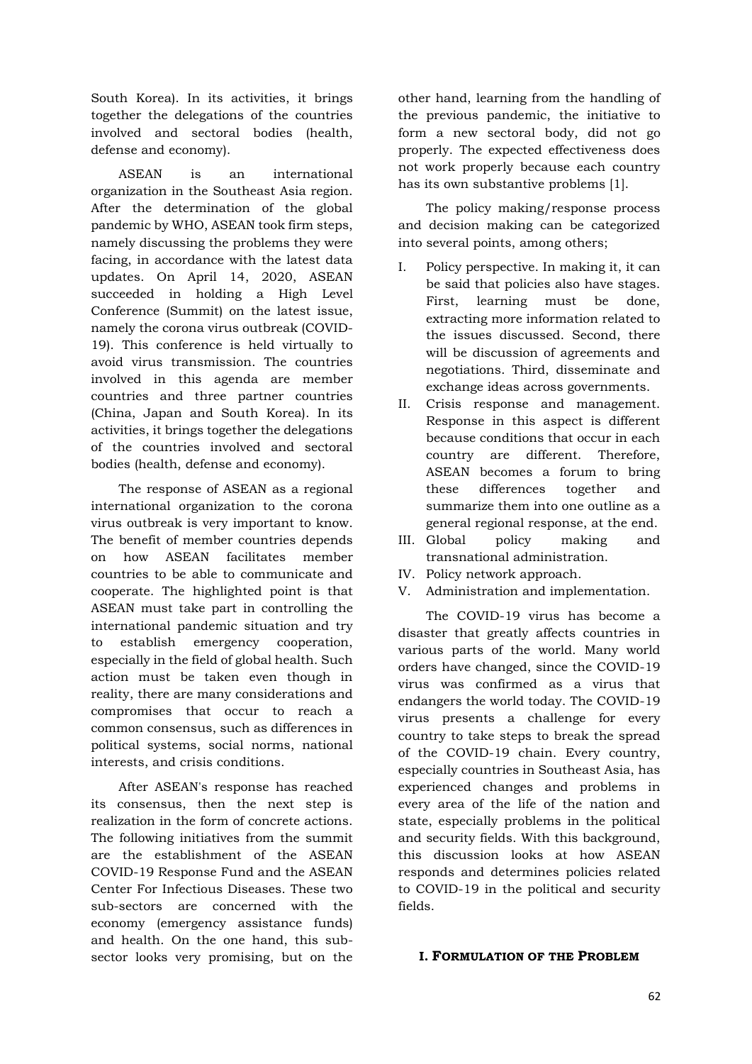South Korea). In its activities, it brings together the delegations of the countries involved and sectoral bodies (health, defense and economy).

ASEAN is an international organization in the Southeast Asia region. After the determination of the global pandemic by WHO, ASEAN took firm steps, namely discussing the problems they were facing, in accordance with the latest data updates. On April 14, 2020, ASEAN succeeded in holding a High Level Conference (Summit) on the latest issue, namely the corona virus outbreak (COVID-19). This conference is held virtually to avoid virus transmission. The countries involved in this agenda are member countries and three partner countries (China, Japan and South Korea). In its activities, it brings together the delegations of the countries involved and sectoral bodies (health, defense and economy).

The response of ASEAN as a regional international organization to the corona virus outbreak is very important to know. The benefit of member countries depends on how ASEAN facilitates member countries to be able to communicate and cooperate. The highlighted point is that ASEAN must take part in controlling the international pandemic situation and try to establish emergency cooperation, especially in the field of global health. Such action must be taken even though in reality, there are many considerations and compromises that occur to reach a common consensus, such as differences in political systems, social norms, national interests, and crisis conditions.

After ASEAN's response has reached its consensus, then the next step is realization in the form of concrete actions. The following initiatives from the summit are the establishment of the ASEAN COVID-19 Response Fund and the ASEAN Center For Infectious Diseases. These two sub-sectors are concerned with the economy (emergency assistance funds) and health. On the one hand, this sub-sector looks very promising, but on the other hand, learning from the handling of the previous pandemic, the initiative to form a new sectoral body, did not go properly. The expected effectiveness does not work properly because each country has its own substantive problems [1].

The policy making/response process and decision making can be categorized into several points, among others;

I. Policy perspective. In making it, it can be said that policies also have stages. First, learning must be done, extracting more information related to the issues discussed. Second, there will be discussion of agreements and negotiations. Third, disseminate and exchange ideas across governments.
II. Crisis response and management. Response in this aspect is different because conditions that occur in each country are different. Therefore, ASEAN becomes a forum to bring these differences together and summarize them into one outline as a general regional response, at the end.
III. Global policy making and transnational administration.
IV. Policy network approach.
V. Administration and implementation.

The COVID-19 virus has become a disaster that greatly affects countries in various parts of the world. Many world orders have changed, since the COVID-19 virus was confirmed as a virus that endangers the world today. The COVID-19 virus presents a challenge for every country to take steps to break the spread of the COVID-19 chain. Every country, especially countries in Southeast Asia, has experienced changes and problems in every area of the life of the nation and state, especially problems in the political and security fields. With this background, this discussion looks at how ASEAN responds and determines policies related to COVID-19 in the political and security fields.

## I. Formulation of the Problem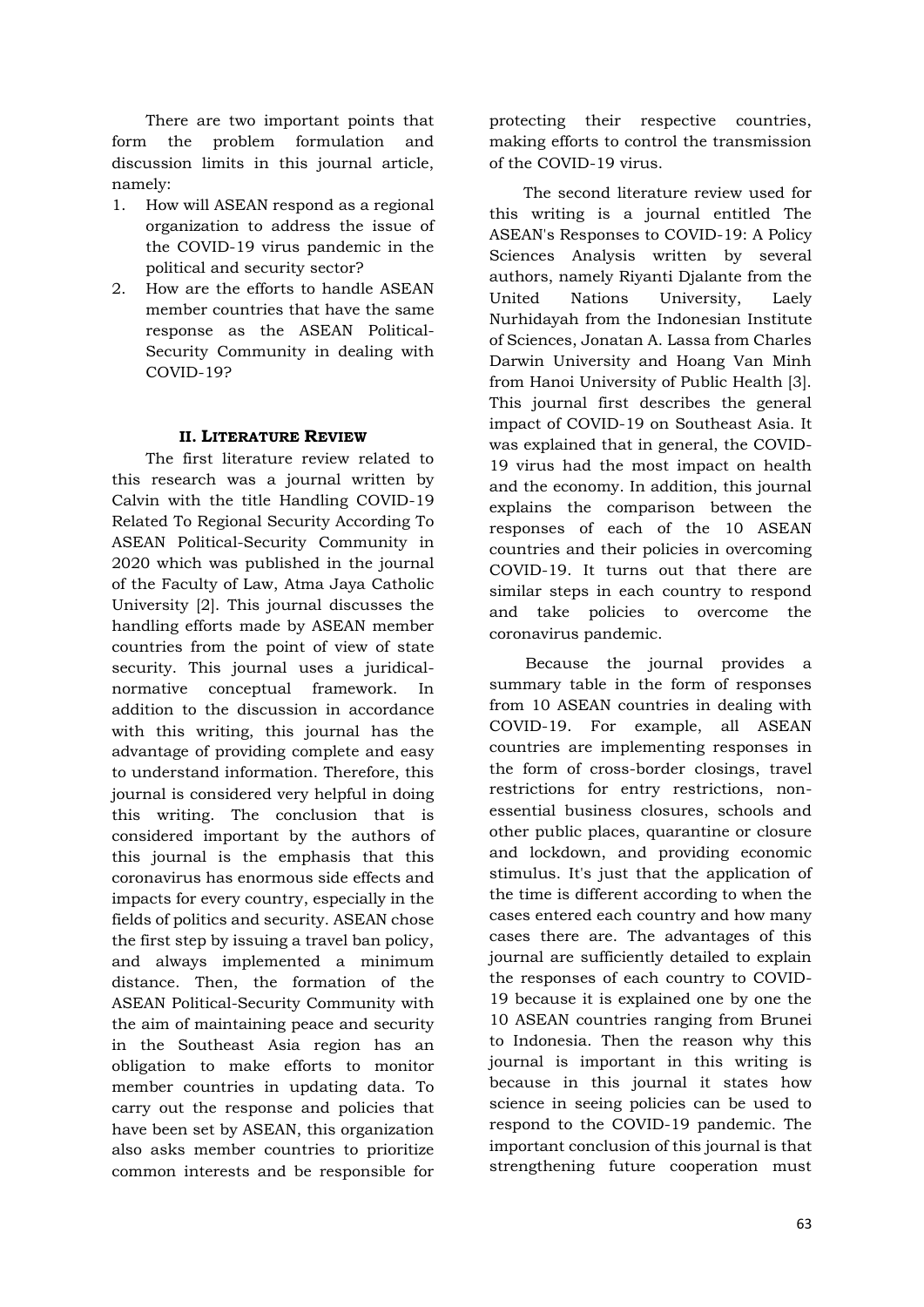There are two important points that form the problem formulation and discussion limits in this journal article, namely:

1. How will ASEAN respond as a regional organization to address the issue of the COVID-19 virus pandemic in the political and security sector?
2. How are the efforts to handle ASEAN member countries that have the same response as the ASEAN Political-Security Community in dealing with COVID-19?

## II. Literature Review

The first literature review related to this research was a journal written by Calvin with the title Handling COVID-19 Related To Regional Security According To ASEAN Political-Security Community in 2020 which was published in the journal of the Faculty of Law, Atma Jaya Catholic University [2]. This journal discusses the handling efforts made by ASEAN member countries from the point of view of state security. This journal uses a juridical-normative conceptual framework. In addition to the discussion in accordance with this writing, this journal has the advantage of providing complete and easy to understand information. Therefore, this journal is considered very helpful in doing this writing. The conclusion that is considered important by the authors of this journal is the emphasis that this coronavirus has enormous side effects and impacts for every country, especially in the fields of politics and security. ASEAN chose the first step by issuing a travel ban policy, and always implemented a minimum distance. Then, the formation of the ASEAN Political-Security Community with the aim of maintaining peace and security in the Southeast Asia region has an obligation to make efforts to monitor member countries in updating data. To carry out the response and policies that have been set by ASEAN, this organization also asks member countries to prioritize common interests and be responsible for protecting their respective countries, making efforts to control the transmission of the COVID-19 virus.

The second literature review used for this writing is a journal entitled The ASEAN's Responses to COVID-19: A Policy Sciences Analysis written by several authors, namely Riyanti Djalante from the United Nations University, Laely Nurhidayah from the Indonesian Institute of Sciences, Jonatan A. Lassa from Charles Darwin University and Hoang Van Minh from Hanoi University of Public Health [3]. This journal first describes the general impact of COVID-19 on Southeast Asia. It was explained that in general, the COVID-19 virus had the most impact on health and the economy. In addition, this journal explains the comparison between the responses of each of the 10 ASEAN countries and their policies in overcoming COVID-19. It turns out that there are similar steps in each country to respond and take policies to overcome the coronavirus pandemic.

Because the journal provides a summary table in the form of responses from 10 ASEAN countries in dealing with COVID-19. For example, all ASEAN countries are implementing responses in the form of cross-border closings, travel restrictions for entry restrictions, non-essential business closures, schools and other public places, quarantine or closure and lockdown, and providing economic stimulus. It's just that the application of the time is different according to when the cases entered each country and how many cases there are. The advantages of this journal are sufficiently detailed to explain the responses of each country to COVID-19 because it is explained one by one the 10 ASEAN countries ranging from Brunei to Indonesia. Then the reason why this journal is important in this writing is because in this journal it states how science in seeing policies can be used to respond to the COVID-19 pandemic. The important conclusion of this journal is that strengthening future cooperation must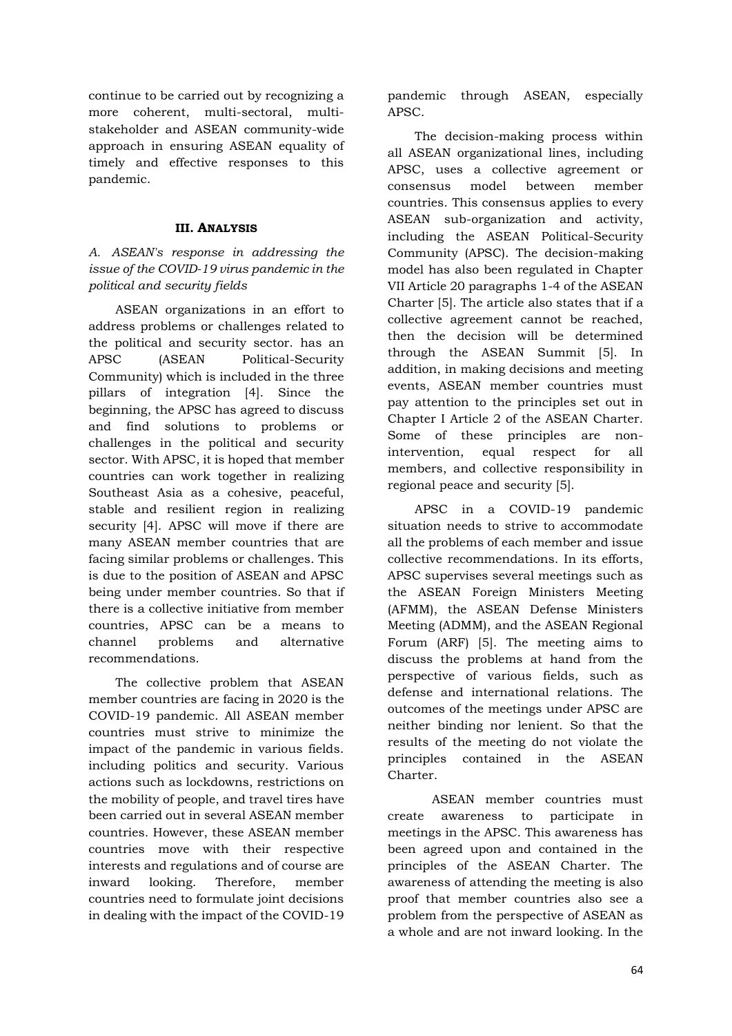continue to be carried out by recognizing a more coherent, multi-sectoral, multi-stakeholder and ASEAN community-wide approach in ensuring ASEAN equality of timely and effective responses to this pandemic.

## III. Analysis

### *A. ASEAN's response in addressing the issue of the COVID-19 virus pandemic in the political and security fields*

ASEAN organizations in an effort to address problems or challenges related to the political and security sector. has an APSC (ASEAN Political-Security Community) which is included in the three pillars of integration [4]. Since the beginning, the APSC has agreed to discuss and find solutions to problems or challenges in the political and security sector. With APSC, it is hoped that member countries can work together in realizing Southeast Asia as a cohesive, peaceful, stable and resilient region in realizing security [4]. APSC will move if there are many ASEAN member countries that are facing similar problems or challenges. This is due to the position of ASEAN and APSC being under member countries. So that if there is a collective initiative from member countries, APSC can be a means to channel problems and alternative recommendations.

The collective problem that ASEAN member countries are facing in 2020 is the COVID-19 pandemic. All ASEAN member countries must strive to minimize the impact of the pandemic in various fields. including politics and security. Various actions such as lockdowns, restrictions on the mobility of people, and travel tires have been carried out in several ASEAN member countries. However, these ASEAN member countries move with their respective interests and regulations and of course are inward looking. Therefore, member countries need to formulate joint decisions in dealing with the impact of the COVID-19 pandemic through ASEAN, especially APSC.

The decision-making process within all ASEAN organizational lines, including APSC, uses a collective agreement or consensus model between member countries. This consensus applies to every ASEAN sub-organization and activity, including the ASEAN Political-Security Community (APSC). The decision-making model has also been regulated in Chapter VII Article 20 paragraphs 1-4 of the ASEAN Charter [5]. The article also states that if a collective agreement cannot be reached, then the decision will be determined through the ASEAN Summit [5]. In addition, in making decisions and meeting events, ASEAN member countries must pay attention to the principles set out in Chapter I Article 2 of the ASEAN Charter. Some of these principles are non-intervention, equal respect for all members, and collective responsibility in regional peace and security [5].

APSC in a COVID-19 pandemic situation needs to strive to accommodate all the problems of each member and issue collective recommendations. In its efforts, APSC supervises several meetings such as the ASEAN Foreign Ministers Meeting (AFMM), the ASEAN Defense Ministers Meeting (ADMM), and the ASEAN Regional Forum (ARF) [5]. The meeting aims to discuss the problems at hand from the perspective of various fields, such as defense and international relations. The outcomes of the meetings under APSC are neither binding nor lenient. So that the results of the meeting do not violate the principles contained in the ASEAN Charter.

ASEAN member countries must create awareness to participate in meetings in the APSC. This awareness has been agreed upon and contained in the principles of the ASEAN Charter. The awareness of attending the meeting is also proof that member countries also see a problem from the perspective of ASEAN as a whole and are not inward looking. In the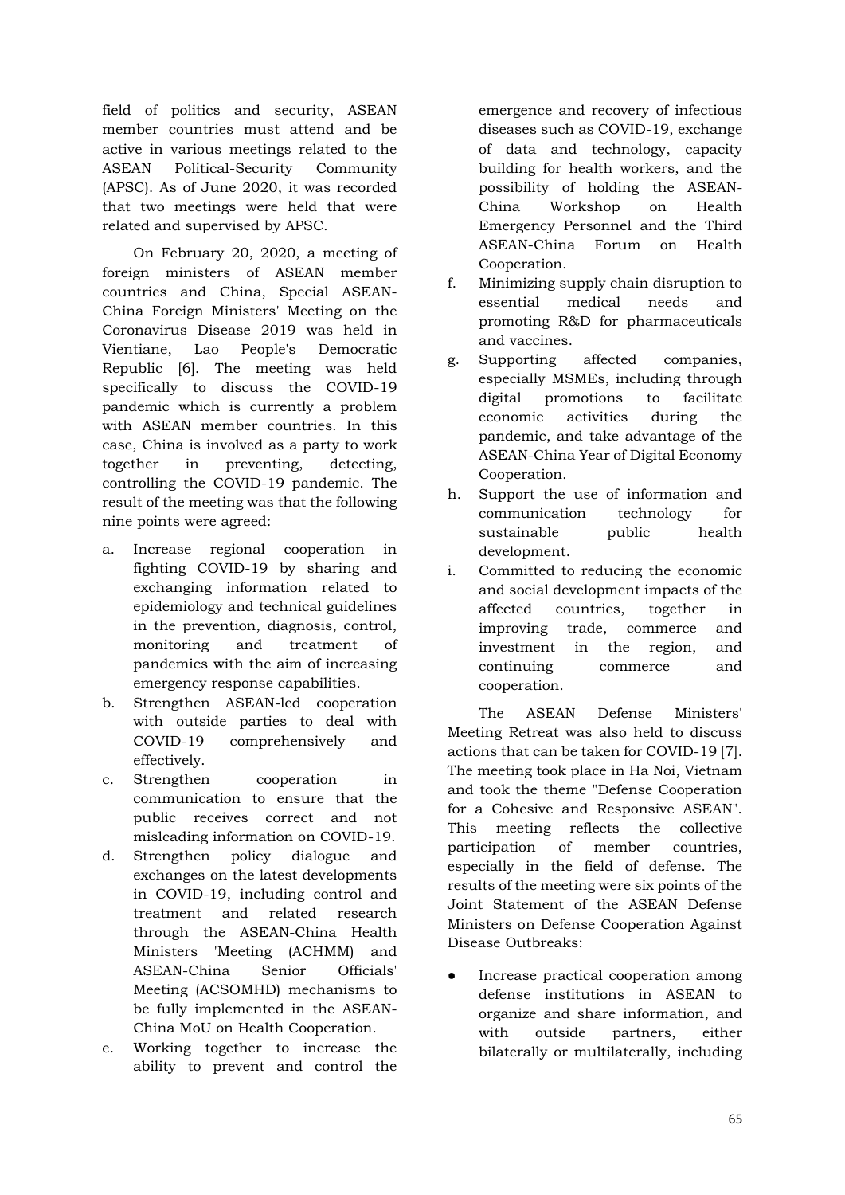field of politics and security, ASEAN member countries must attend and be active in various meetings related to the ASEAN Political-Security Community (APSC). As of June 2020, it was recorded that two meetings were held that were related and supervised by APSC.

On February 20, 2020, a meeting of foreign ministers of ASEAN member countries and China, Special ASEAN-China Foreign Ministers' Meeting on the Coronavirus Disease 2019 was held in Vientiane, Lao People's Democratic Republic [6]. The meeting was held specifically to discuss the COVID-19 pandemic which is currently a problem with ASEAN member countries. In this case, China is involved as a party to work together in preventing, detecting, controlling the COVID-19 pandemic. The result of the meeting was that the following nine points were agreed:

a. Increase regional cooperation in fighting COVID-19 by sharing and exchanging information related to epidemiology and technical guidelines in the prevention, diagnosis, control, monitoring and treatment of pandemics with the aim of increasing emergency response capabilities.
b. Strengthen ASEAN-led cooperation with outside parties to deal with COVID-19 comprehensively and effectively.
c. Strengthen cooperation in communication to ensure that the public receives correct and not misleading information on COVID-19.
d. Strengthen policy dialogue and exchanges on the latest developments in COVID-19, including control and treatment and related research through the ASEAN-China Health Ministers 'Meeting (ACHMM) and ASEAN-China Senior Officials' Meeting (ACSOMHD) mechanisms to be fully implemented in the ASEAN-China MoU on Health Cooperation.
e. Working together to increase the ability to prevent and control the emergence and recovery of infectious diseases such as COVID-19, exchange of data and technology, capacity building for health workers, and the possibility of holding the ASEAN-China Workshop on Health Emergency Personnel and the Third ASEAN-China Forum on Health Cooperation.
f. Minimizing supply chain disruption to essential medical needs and promoting R&D for pharmaceuticals and vaccines.
g. Supporting affected companies, especially MSMEs, including through digital promotions to facilitate economic activities during the pandemic, and take advantage of the ASEAN-China Year of Digital Economy Cooperation.
h. Support the use of information and communication technology for sustainable public health development.
i. Committed to reducing the economic and social development impacts of the affected countries, together in improving trade, commerce and investment in the region, and continuing commerce and cooperation.

The ASEAN Defense Ministers' Meeting Retreat was also held to discuss actions that can be taken for COVID-19 [7]. The meeting took place in Ha Noi, Vietnam and took the theme "Defense Cooperation for a Cohesive and Responsive ASEAN". This meeting reflects the collective participation of member countries, especially in the field of defense. The results of the meeting were six points of the Joint Statement of the ASEAN Defense Ministers on Defense Cooperation Against Disease Outbreaks:

- Increase practical cooperation among defense institutions in ASEAN to organize and share information, and with outside partners, either bilaterally or multilaterally, including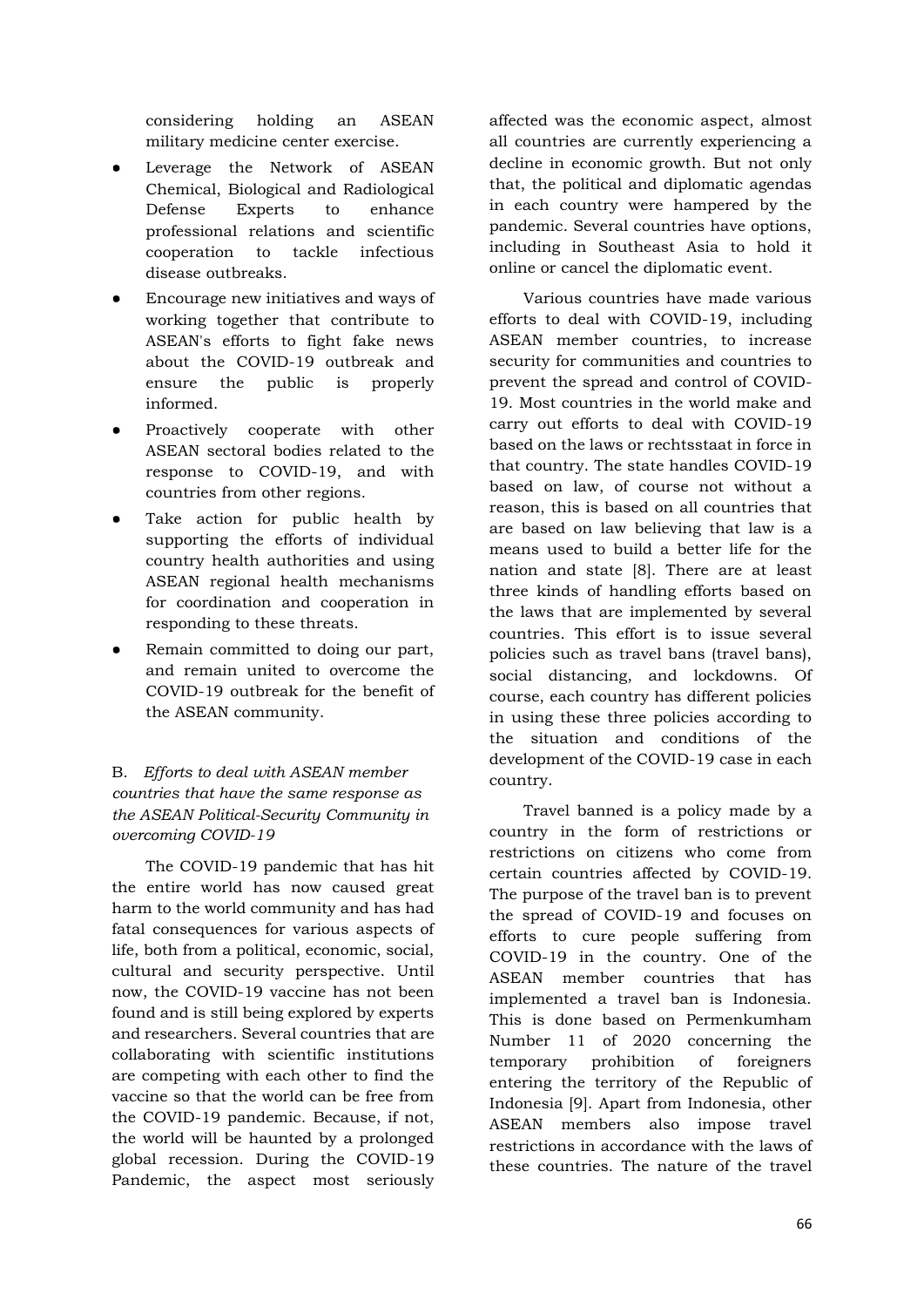considering holding an ASEAN military medicine center exercise.

- Leverage the Network of ASEAN Chemical, Biological and Radiological Defense Experts to enhance professional relations and scientific cooperation to tackle infectious disease outbreaks.
- Encourage new initiatives and ways of working together that contribute to ASEAN's efforts to fight fake news about the COVID-19 outbreak and ensure the public is properly informed.
- Proactively cooperate with other ASEAN sectoral bodies related to the response to COVID-19, and with countries from other regions.
- Take action for public health by supporting the efforts of individual country health authorities and using ASEAN regional health mechanisms for coordination and cooperation in responding to these threats.
- Remain committed to doing our part, and remain united to overcome the COVID-19 outbreak for the benefit of the ASEAN community.

### B. *Efforts to deal with ASEAN member countries that have the same response as the ASEAN Political-Security Community in overcoming COVID-19*

The COVID-19 pandemic that has hit the entire world has now caused great harm to the world community and has had fatal consequences for various aspects of life, both from a political, economic, social, cultural and security perspective. Until now, the COVID-19 vaccine has not been found and is still being explored by experts and researchers. Several countries that are collaborating with scientific institutions are competing with each other to find the vaccine so that the world can be free from the COVID-19 pandemic. Because, if not, the world will be haunted by a prolonged global recession. During the COVID-19 Pandemic, the aspect most seriously affected was the economic aspect, almost all countries are currently experiencing a decline in economic growth. But not only that, the political and diplomatic agendas in each country were hampered by the pandemic. Several countries have options, including in Southeast Asia to hold it online or cancel the diplomatic event.

Various countries have made various efforts to deal with COVID-19, including ASEAN member countries, to increase security for communities and countries to prevent the spread and control of COVID-19. Most countries in the world make and carry out efforts to deal with COVID-19 based on the laws or rechtsstaat in force in that country. The state handles COVID-19 based on law, of course not without a reason, this is based on all countries that are based on law believing that law is a means used to build a better life for the nation and state [8]. There are at least three kinds of handling efforts based on the laws that are implemented by several countries. This effort is to issue several policies such as travel bans (travel bans), social distancing, and lockdowns. Of course, each country has different policies in using these three policies according to the situation and conditions of the development of the COVID-19 case in each country.

Travel banned is a policy made by a country in the form of restrictions or restrictions on citizens who come from certain countries affected by COVID-19. The purpose of the travel ban is to prevent the spread of COVID-19 and focuses on efforts to cure people suffering from COVID-19 in the country. One of the ASEAN member countries that has implemented a travel ban is Indonesia. This is done based on Permenkumham Number 11 of 2020 concerning the temporary prohibition of foreigners entering the territory of the Republic of Indonesia [9]. Apart from Indonesia, other ASEAN members also impose travel restrictions in accordance with the laws of these countries. The nature of the travel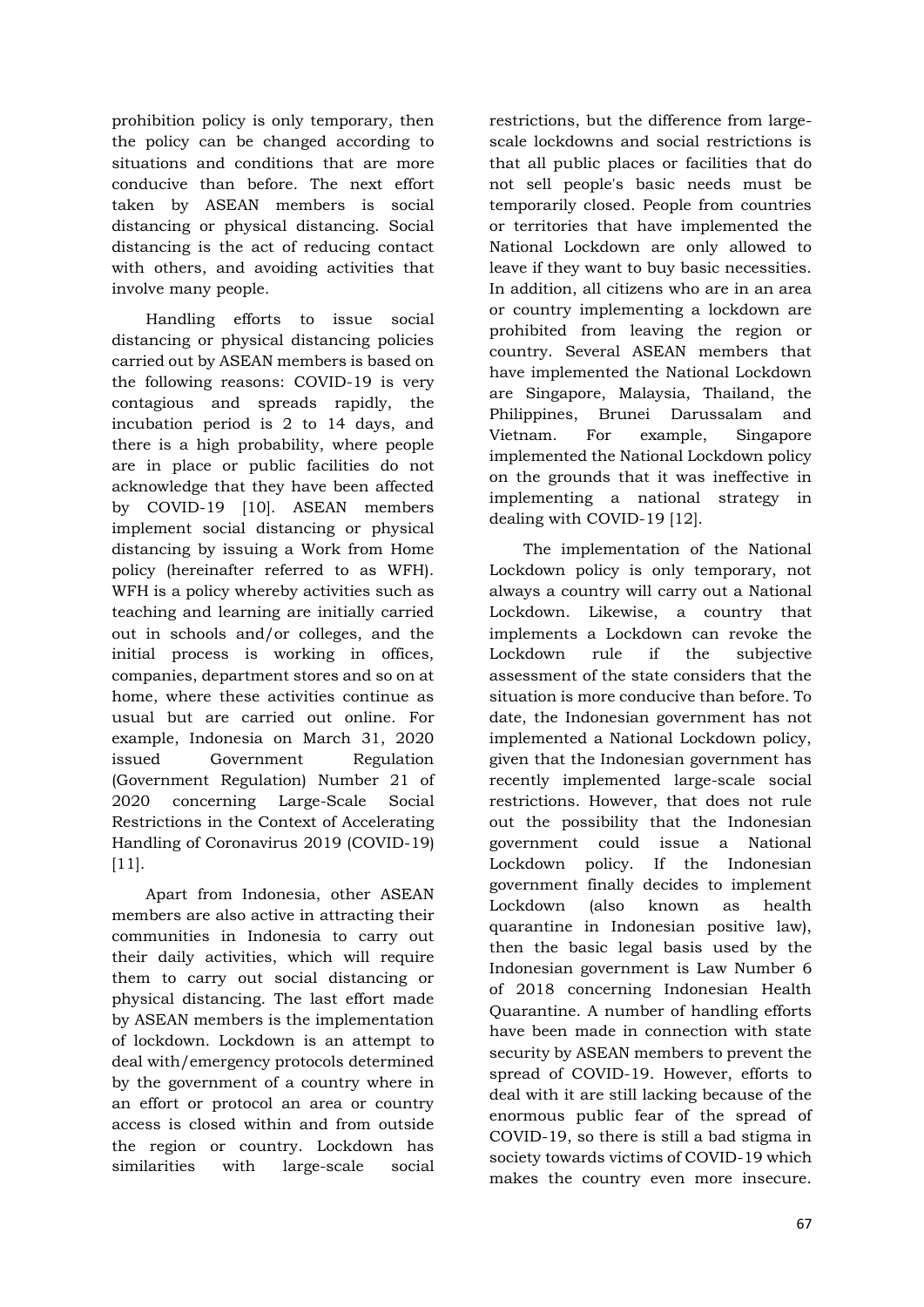prohibition policy is only temporary, then the policy can be changed according to situations and conditions that are more conducive than before. The next effort taken by ASEAN members is social distancing or physical distancing. Social distancing is the act of reducing contact with others, and avoiding activities that involve many people.

Handling efforts to issue social distancing or physical distancing policies carried out by ASEAN members is based on the following reasons: COVID-19 is very contagious and spreads rapidly, the incubation period is 2 to 14 days, and there is a high probability, where people are in place or public facilities do not acknowledge that they have been affected by COVID-19 [10]. ASEAN members implement social distancing or physical distancing by issuing a Work from Home policy (hereinafter referred to as WFH). WFH is a policy whereby activities such as teaching and learning are initially carried out in schools and/or colleges, and the initial process is working in offices, companies, department stores and so on at home, where these activities continue as usual but are carried out online. For example, Indonesia on March 31, 2020 issued Government Regulation (Government Regulation) Number 21 of 2020 concerning Large-Scale Social Restrictions in the Context of Accelerating Handling of Coronavirus 2019 (COVID-19) [11].

Apart from Indonesia, other ASEAN members are also active in attracting their communities in Indonesia to carry out their daily activities, which will require them to carry out social distancing or physical distancing. The last effort made by ASEAN members is the implementation of lockdown. Lockdown is an attempt to deal with/emergency protocols determined by the government of a country where in an effort or protocol an area or country access is closed within and from outside the region or country. Lockdown has similarities with large-scale social restrictions, but the difference from large-scale lockdowns and social restrictions is that all public places or facilities that do not sell people's basic needs must be temporarily closed. People from countries or territories that have implemented the National Lockdown are only allowed to leave if they want to buy basic necessities. In addition, all citizens who are in an area or country implementing a lockdown are prohibited from leaving the region or country. Several ASEAN members that have implemented the National Lockdown are Singapore, Malaysia, Thailand, the Philippines, Brunei Darussalam and Vietnam. For example, Singapore implemented the National Lockdown policy on the grounds that it was ineffective in implementing a national strategy in dealing with COVID-19 [12].

The implementation of the National Lockdown policy is only temporary, not always a country will carry out a National Lockdown. Likewise, a country that implements a Lockdown can revoke the Lockdown rule if the subjective assessment of the state considers that the situation is more conducive than before. To date, the Indonesian government has not implemented a National Lockdown policy, given that the Indonesian government has recently implemented large-scale social restrictions. However, that does not rule out the possibility that the Indonesian government could issue a National Lockdown policy. If the Indonesian government finally decides to implement Lockdown (also known as health quarantine in Indonesian positive law), then the basic legal basis used by the Indonesian government is Law Number 6 of 2018 concerning Indonesian Health Quarantine. A number of handling efforts have been made in connection with state security by ASEAN members to prevent the spread of COVID-19. However, efforts to deal with it are still lacking because of the enormous public fear of the spread of COVID-19, so there is still a bad stigma in society towards victims of COVID-19 which makes the country even more insecure.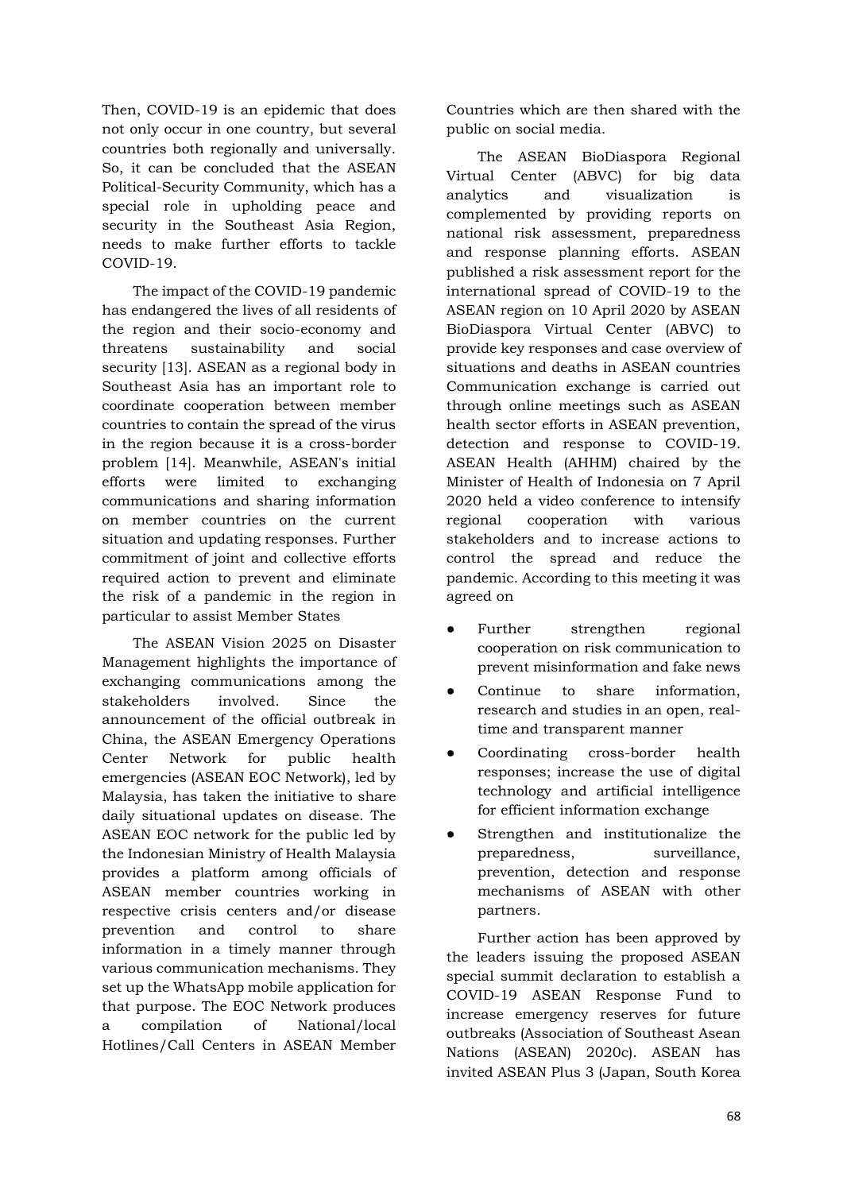Then, COVID-19 is an epidemic that does not only occur in one country, but several countries both regionally and universally. So, it can be concluded that the ASEAN Political-Security Community, which has a special role in upholding peace and security in the Southeast Asia Region, needs to make further efforts to tackle COVID-19.

The impact of the COVID-19 pandemic has endangered the lives of all residents of the region and their socio-economy and threatens sustainability and social security [13]. ASEAN as a regional body in Southeast Asia has an important role to coordinate cooperation between member countries to contain the spread of the virus in the region because it is a cross-border problem [14]. Meanwhile, ASEAN's initial efforts were limited to exchanging communications and sharing information on member countries on the current situation and updating responses. Further commitment of joint and collective efforts required action to prevent and eliminate the risk of a pandemic in the region in particular to assist Member States

The ASEAN Vision 2025 on Disaster Management highlights the importance of exchanging communications among the stakeholders involved. Since the announcement of the official outbreak in China, the ASEAN Emergency Operations Center Network for public health emergencies (ASEAN EOC Network), led by Malaysia, has taken the initiative to share daily situational updates on disease. The ASEAN EOC network for the public led by the Indonesian Ministry of Health Malaysia provides a platform among officials of ASEAN member countries working in respective crisis centers and/or disease prevention and control to share information in a timely manner through various communication mechanisms. They set up the WhatsApp mobile application for that purpose. The EOC Network produces a compilation of National/local Hotlines/Call Centers in ASEAN Member Countries which are then shared with the public on social media.

The ASEAN BioDiaspora Regional Virtual Center (ABVC) for big data analytics and visualization is complemented by providing reports on national risk assessment, preparedness and response planning efforts. ASEAN published a risk assessment report for the international spread of COVID-19 to the ASEAN region on 10 April 2020 by ASEAN BioDiaspora Virtual Center (ABVC) to provide key responses and case overview of situations and deaths in ASEAN countries Communication exchange is carried out through online meetings such as ASEAN health sector efforts in ASEAN prevention, detection and response to COVID-19. ASEAN Health (AHHM) chaired by the Minister of Health of Indonesia on 7 April 2020 held a video conference to intensify regional cooperation with various stakeholders and to increase actions to control the spread and reduce the pandemic. According to this meeting it was agreed on

- Further strengthen regional cooperation on risk communication to prevent misinformation and fake news
- Continue to share information, research and studies in an open, real-time and transparent manner
- Coordinating cross-border health responses; increase the use of digital technology and artificial intelligence for efficient information exchange
- Strengthen and institutionalize the preparedness, surveillance, prevention, detection and response mechanisms of ASEAN with other partners.

Further action has been approved by the leaders issuing the proposed ASEAN special summit declaration to establish a COVID-19 ASEAN Response Fund to increase emergency reserves for future outbreaks (Association of Southeast Asean Nations (ASEAN) 2020c). ASEAN has invited ASEAN Plus 3 (Japan, South Korea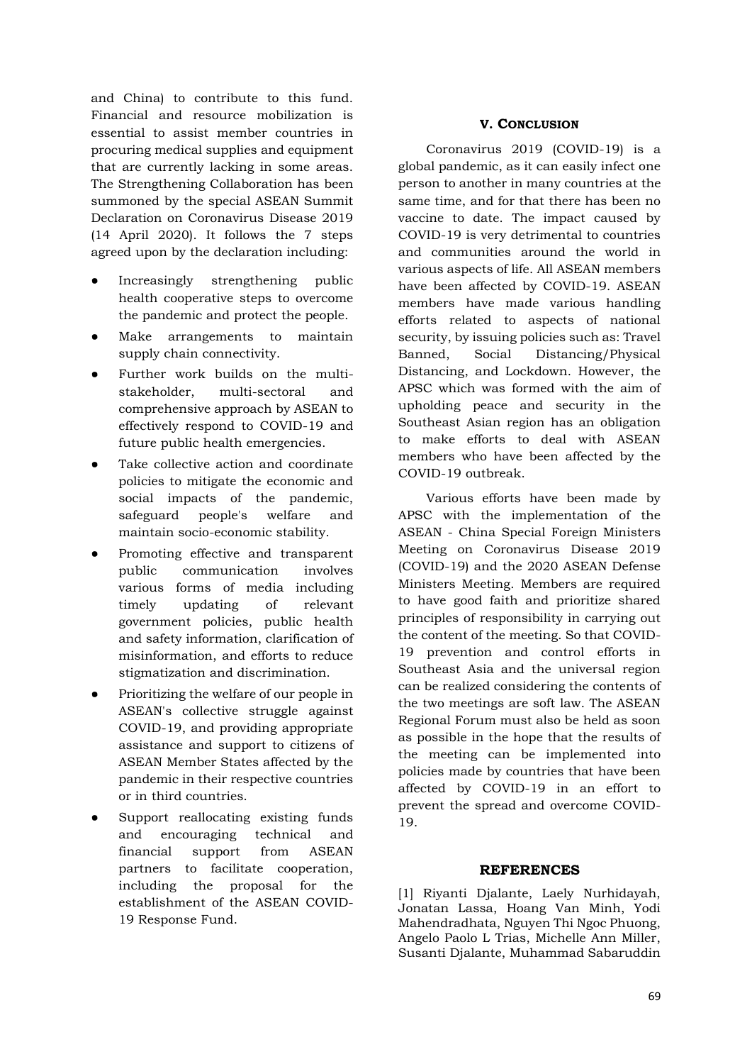and China) to contribute to this fund. Financial and resource mobilization is essential to assist member countries in procuring medical supplies and equipment that are currently lacking in some areas. The Strengthening Collaboration has been summoned by the special ASEAN Summit Declaration on Coronavirus Disease 2019 (14 April 2020). It follows the 7 steps agreed upon by the declaration including:

- Increasingly strengthening public health cooperative steps to overcome the pandemic and protect the people.
- Make arrangements to maintain supply chain connectivity.
- Further work builds on the multi-stakeholder, multi-sectoral and comprehensive approach by ASEAN to effectively respond to COVID-19 and future public health emergencies.
- Take collective action and coordinate policies to mitigate the economic and social impacts of the pandemic, safeguard people's welfare and maintain socio-economic stability.
- Promoting effective and transparent public communication involves various forms of media including timely updating of relevant government policies, public health and safety information, clarification of misinformation, and efforts to reduce stigmatization and discrimination.
- Prioritizing the welfare of our people in ASEAN's collective struggle against COVID-19, and providing appropriate assistance and support to citizens of ASEAN Member States affected by the pandemic in their respective countries or in third countries.
- Support reallocating existing funds and encouraging technical and financial support from ASEAN partners to facilitate cooperation, including the proposal for the establishment of the ASEAN COVID-19 Response Fund.

## V. CONCLUSION

Coronavirus 2019 (COVID-19) is a global pandemic, as it can easily infect one person to another in many countries at the same time, and for that there has been no vaccine to date. The impact caused by COVID-19 is very detrimental to countries and communities around the world in various aspects of life. All ASEAN members have been affected by COVID-19. ASEAN members have made various handling efforts related to aspects of national security, by issuing policies such as: Travel Banned, Social Distancing/Physical Distancing, and Lockdown. However, the APSC which was formed with the aim of upholding peace and security in the Southeast Asian region has an obligation to make efforts to deal with ASEAN members who have been affected by the COVID-19 outbreak.

Various efforts have been made by APSC with the implementation of the ASEAN - China Special Foreign Ministers Meeting on Coronavirus Disease 2019 (COVID-19) and the 2020 ASEAN Defense Ministers Meeting. Members are required to have good faith and prioritize shared principles of responsibility in carrying out the content of the meeting. So that COVID-19 prevention and control efforts in Southeast Asia and the universal region can be realized considering the contents of the two meetings are soft law. The ASEAN Regional Forum must also be held as soon as possible in the hope that the results of the meeting can be implemented into policies made by countries that have been affected by COVID-19 in an effort to prevent the spread and overcome COVID-19.

## REFERENCES

[1] Riyanti Djalante, Laely Nurhidayah, Jonatan Lassa, Hoang Van Minh, Yodi Mahendradhata, Nguyen Thi Ngoc Phuong, Angelo Paolo L Trias, Michelle Ann Miller, Susanti Djalante, Muhammad Sabaruddin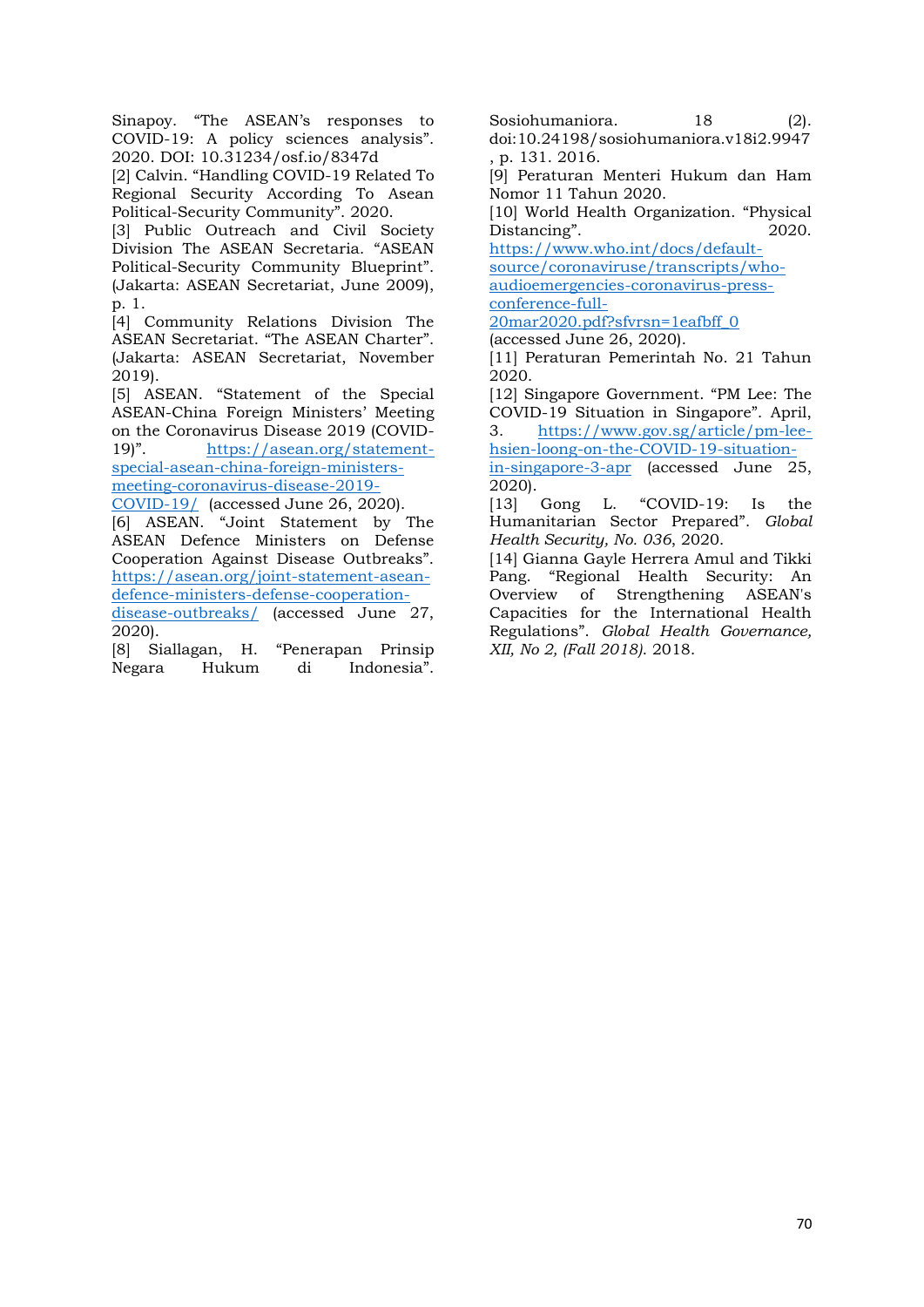Sinapoy. "The ASEAN's responses to COVID-19: A policy sciences analysis". 2020. DOI: 10.31234/osf.io/8347d

[2] Calvin. "Handling COVID-19 Related To Regional Security According To Asean Political-Security Community". 2020.

[3] Public Outreach and Civil Society Division The ASEAN Secretaria. "ASEAN Political-Security Community Blueprint". (Jakarta: ASEAN Secretariat, June 2009), p. 1.

[4] Community Relations Division The ASEAN Secretariat. "The ASEAN Charter". (Jakarta: ASEAN Secretariat, November 2019).

[5] ASEAN. "Statement of the Special ASEAN-China Foreign Ministers' Meeting on the Coronavirus Disease 2019 (COVID-19)". https://asean.org/statement-special-asean-china-foreign-ministers-meeting-coronavirus-disease-2019-COVID-19/ (accessed June 26, 2020).

[6] ASEAN. "Joint Statement by The ASEAN Defence Ministers on Defense Cooperation Against Disease Outbreaks". https://asean.org/joint-statement-asean-defence-ministers-defense-cooperation-disease-outbreaks/ (accessed June 27, 2020).

[8] Siallagan, H. "Penerapan Prinsip Negara Hukum di Indonesia". Sosiohumaniora. 18 (2). doi:10.24198/sosiohumaniora.v18i2.9947, p. 131. 2016.

[9] Peraturan Menteri Hukum dan Ham Nomor 11 Tahun 2020.

[10] World Health Organization. "Physical Distancing". 2020. https://www.who.int/docs/default-source/coronaviruse/transcripts/who-audioemergencies-coronavirus-press-conference-full-20mar2020.pdf?sfvrsn=1eafbff_0 (accessed June 26, 2020).

[11] Peraturan Pemerintah No. 21 Tahun 2020.

[12] Singapore Government. "PM Lee: The COVID-19 Situation in Singapore". April, 3. https://www.gov.sg/article/pm-lee-hsien-loong-on-the-COVID-19-situation-in-singapore-3-apr (accessed June 25, 2020).

[13] Gong L. "COVID-19: Is the Humanitarian Sector Prepared". *Global Health Security, No. 036*, 2020.

[14] Gianna Gayle Herrera Amul and Tikki Pang. "Regional Health Security: An Overview of Strengthening ASEAN's Capacities for the International Health Regulations". *Global Health Governance, XII, No 2, (Fall 2018)*. 2018.